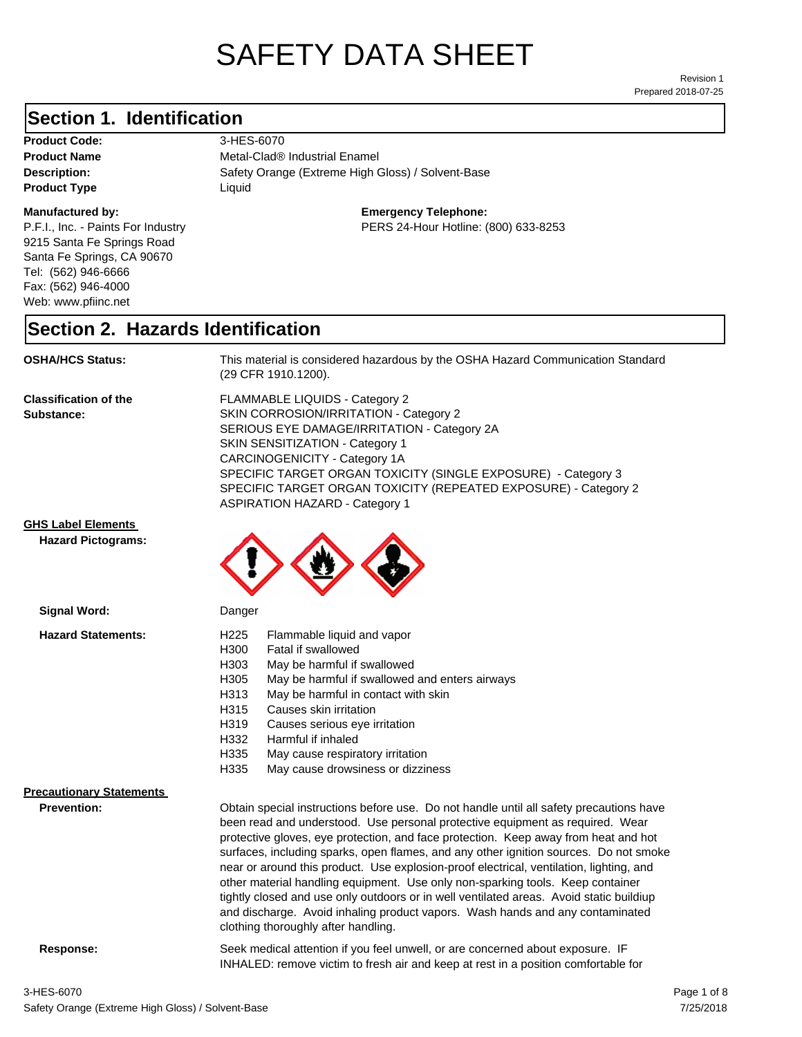# SAFETY DATA SHEET

Revision 1
Prepared 2018-07-25

## Section 1. Identification

**Product Code:** 3-HES-6070
**Product Name** Metal-Clad® Industrial Enamel
**Description:** Safety Orange (Extreme High Gloss) / Solvent-Base
**Product Type** Liquid

**Manufactured by:**
P.F.I., Inc. - Paints For Industry
9215 Santa Fe Springs Road
Santa Fe Springs, CA 90670
Tel: (562) 946-6666
Fax: (562) 946-4000
Web: www.pfiinc.net

**Emergency Telephone:**
PERS 24-Hour Hotline: (800) 633-8253

## Section 2. Hazards Identification

**OSHA/HCS Status:** This material is considered hazardous by the OSHA Hazard Communication Standard (29 CFR 1910.1200).

**Classification of the Substance:**
FLAMMABLE LIQUIDS - Category 2
SKIN CORROSION/IRRITATION - Category 2
SERIOUS EYE DAMAGE/IRRITATION - Category 2A
SKIN SENSITIZATION - Category 1
CARCINOGENICITY - Category 1A
SPECIFIC TARGET ORGAN TOXICITY (SINGLE EXPOSURE) - Category 3
SPECIFIC TARGET ORGAN TOXICITY (REPEATED EXPOSURE) - Category 2
ASPIRATION HAZARD - Category 1

**GHS Label Elements**

**Hazard Pictograms:**

**Signal Word:** Danger

**Hazard Statements:**

- H225 Flammable liquid and vapor
- H300 Fatal if swallowed
- H303 May be harmful if swallowed
- H305 May be harmful if swallowed and enters airways
- H313 May be harmful in contact with skin
- H315 Causes skin irritation
- H319 Causes serious eye irritation
- H332 Harmful if inhaled
- H335 May cause respiratory irritation
- H335 May cause drowsiness or dizziness

**Precautionary Statements**

**Prevention:** Obtain special instructions before use. Do not handle until all safety precautions have been read and understood. Use personal protective equipment as required. Wear protective gloves, eye protection, and face protection. Keep away from heat and hot surfaces, including sparks, open flames, and any other ignition sources. Do not smoke near or around this product. Use explosion-proof electrical, ventilation, lighting, and other material handling equipment. Use only non-sparking tools. Keep container tightly closed and use only outdoors or in well ventilated areas. Avoid static buildiup and discharge. Avoid inhaling product vapors. Wash hands and any contaminated clothing thoroughly after handling.

**Response:** Seek medical attention if you feel unwell, or are concerned about exposure. IF INHALED: remove victim to fresh air and keep at rest in a position comfortable for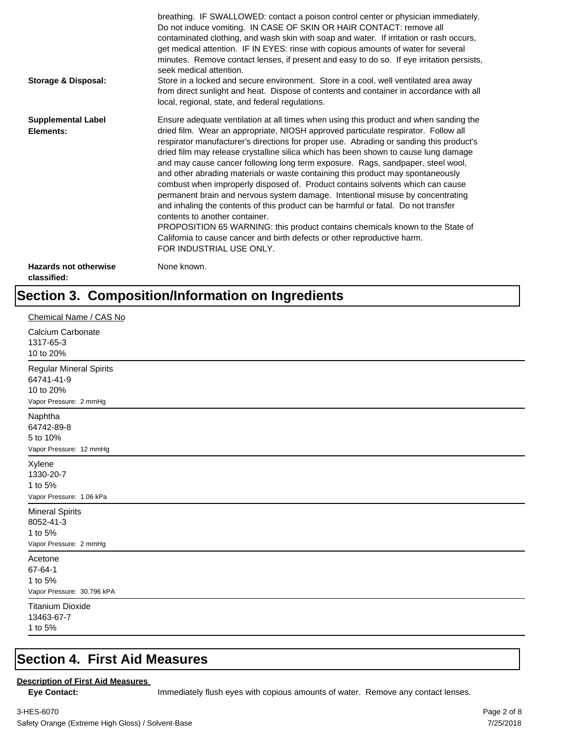breathing. IF SWALLOWED: contact a poison control center or physician immediately. Do not induce vomiting. IN CASE OF SKIN OR HAIR CONTACT: remove all contaminated clothing, and wash skin with soap and water. If irritation or rash occurs, get medical attention. IF IN EYES: rinse with copious amounts of water for several minutes. Remove contact lenses, if present and easy to do so. If eye irritation persists, seek medical attention.

**Storage & Disposal:** Store in a locked and secure environment. Store in a cool, well ventilated area away from direct sunlight and heat. Dispose of contents and container in accordance with all local, regional, state, and federal regulations.

**Supplemental Label Elements:** Ensure adequate ventilation at all times when using this product and when sanding the dried film. Wear an appropriate, NIOSH approved particulate respirator. Follow all respirator manufacturer's directions for proper use. Abrading or sanding this product's dried film may release crystalline silica which has been shown to cause lung damage and may cause cancer following long term exposure. Rags, sandpaper, steel wool, and other abrading materials or waste containing this product may spontaneously combust when improperly disposed of. Product contains solvents which can cause permanent brain and nervous system damage. Intentional misuse by concentrating and inhaling the contents of this product can be harmful or fatal. Do not transfer contents to another container.
PROPOSITION 65 WARNING: this product contains chemicals known to the State of California to cause cancer and birth defects or other reproductive harm.
FOR INDUSTRIAL USE ONLY.

**Hazards not otherwise classified:** None known.

# Section 3. Composition/Information on Ingredients

Chemical Name / CAS No

Calcium Carbonate
1317-65-3
10 to 20%

---

Regular Mineral Spirits
64741-41-9
10 to 20%
Vapor Pressure: 2 mmHg

---

Naphtha
64742-89-8
5 to 10%
Vapor Pressure: 12 mmHg

---

Xylene
1330-20-7
1 to 5%
Vapor Pressure: 1.06 kPa

---

Mineral Spirits
8052-41-3
1 to 5%
Vapor Pressure: 2 mmHg

---

Acetone
67-64-1
1 to 5%
Vapor Pressure: 30.796 kPA

---

Titanium Dioxide
13463-67-7
1 to 5%

---

# Section 4. First Aid Measures

**Description of First Aid Measures**

**Eye Contact:** Immediately flush eyes with copious amounts of water. Remove any contact lenses.

3-HES-6070
Safety Orange (Extreme High Gloss) / Solvent-Base
7/25/2018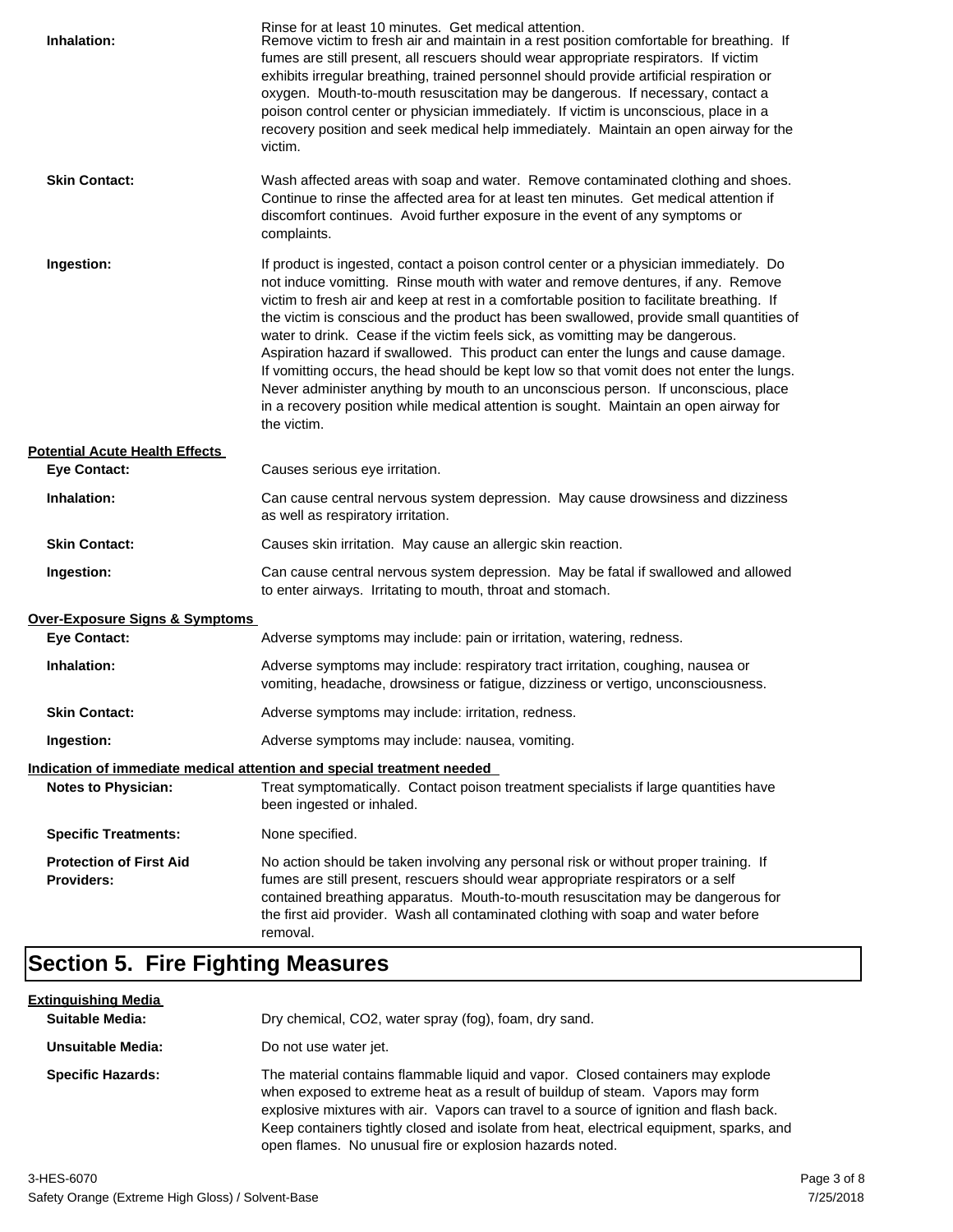Rinse for at least 10 minutes. Get medical attention.

**Inhalation:** Remove victim to fresh air and maintain in a rest position comfortable for breathing. If fumes are still present, all rescuers should wear appropriate respirators. If victim exhibits irregular breathing, trained personnel should provide artificial respiration or oxygen. Mouth-to-mouth resuscitation may be dangerous. If necessary, contact a poison control center or physician immediately. If victim is unconscious, place in a recovery position and seek medical help immediately. Maintain an open airway for the victim.

**Skin Contact:** Wash affected areas with soap and water. Remove contaminated clothing and shoes. Continue to rinse the affected area for at least ten minutes. Get medical attention if discomfort continues. Avoid further exposure in the event of any symptoms or complaints.

**Ingestion:** If product is ingested, contact a poison control center or a physician immediately. Do not induce vomitting. Rinse mouth with water and remove dentures, if any. Remove victim to fresh air and keep at rest in a comfortable position to facilitate breathing. If the victim is conscious and the product has been swallowed, provide small quantities of water to drink. Cease if the victim feels sick, as vomitting may be dangerous. Aspiration hazard if swallowed. This product can enter the lungs and cause damage. If vomitting occurs, the head should be kept low so that vomit does not enter the lungs. Never administer anything by mouth to an unconscious person. If unconscious, place in a recovery position while medical attention is sought. Maintain an open airway for the victim.

**Potential Acute Health Effects**

**Eye Contact:** Causes serious eye irritation.

**Inhalation:** Can cause central nervous system depression. May cause drowsiness and dizziness as well as respiratory irritation.

**Skin Contact:** Causes skin irritation. May cause an allergic skin reaction.

**Ingestion:** Can cause central nervous system depression. May be fatal if swallowed and allowed to enter airways. Irritating to mouth, throat and stomach.

**Over-Exposure Signs & Symptoms**

**Eye Contact:** Adverse symptoms may include: pain or irritation, watering, redness.

**Inhalation:** Adverse symptoms may include: respiratory tract irritation, coughing, nausea or vomiting, headache, drowsiness or fatigue, dizziness or vertigo, unconsciousness.

**Skin Contact:** Adverse symptoms may include: irritation, redness.

**Ingestion:** Adverse symptoms may include: nausea, vomiting.

**Indication of immediate medical attention and special treatment needed**

**Notes to Physician:** Treat symptomatically. Contact poison treatment specialists if large quantities have been ingested or inhaled.

**Specific Treatments:** None specified.

**Protection of First Aid Providers:** No action should be taken involving any personal risk or without proper training. If fumes are still present, rescuers should wear appropriate respirators or a self contained breathing apparatus. Mouth-to-mouth resuscitation may be dangerous for the first aid provider. Wash all contaminated clothing with soap and water before removal.

## Section 5. Fire Fighting Measures

**Extinguishing Media**

**Suitable Media:** Dry chemical, CO2, water spray (fog), foam, dry sand.

**Unsuitable Media:** Do not use water jet.

**Specific Hazards:** The material contains flammable liquid and vapor. Closed containers may explode when exposed to extreme heat as a result of buildup of steam. Vapors may form explosive mixtures with air. Vapors can travel to a source of ignition and flash back. Keep containers tightly closed and isolate from heat, electrical equipment, sparks, and open flames. No unusual fire or explosion hazards noted.

3-HES-6070
Safety Orange (Extreme High Gloss) / Solvent-Base
7/25/2018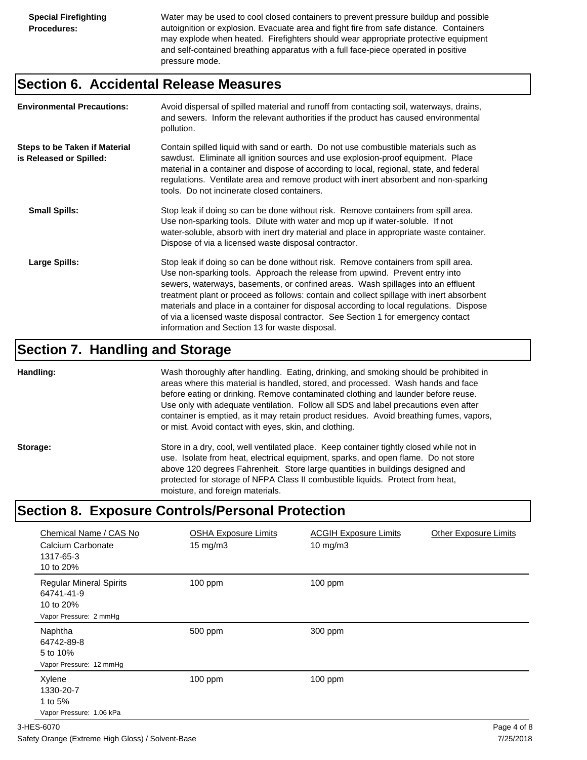**Special Firefighting Procedures:** Water may be used to cool closed containers to prevent pressure buildup and possible autoignition or explosion. Evacuate area and fight fire from safe distance. Containers may explode when heated. Firefighters should wear appropriate protective equipment and self-contained breathing apparatus with a full face-piece operated in positive pressure mode.

## Section 6. Accidental Release Measures

**Environmental Precautions:** Avoid dispersal of spilled material and runoff from contacting soil, waterways, drains, and sewers. Inform the relevant authorities if the product has caused environmental pollution.

**Steps to be Taken if Material is Released or Spilled:** Contain spilled liquid with sand or earth. Do not use combustible materials such as sawdust. Eliminate all ignition sources and use explosion-proof equipment. Place material in a container and dispose of according to local, regional, state, and federal regulations. Ventilate area and remove product with inert absorbent and non-sparking tools. Do not incinerate closed containers.

**Small Spills:** Stop leak if doing so can be done without risk. Remove containers from spill area. Use non-sparking tools. Dilute with water and mop up if water-soluble. If not water-soluble, absorb with inert dry material and place in appropriate waste container. Dispose of via a licensed waste disposal contractor.

**Large Spills:** Stop leak if doing so can be done without risk. Remove containers from spill area. Use non-sparking tools. Approach the release from upwind. Prevent entry into sewers, waterways, basements, or confined areas. Wash spillages into an effluent treatment plant or proceed as follows: contain and collect spillage with inert absorbent materials and place in a container for disposal according to local regulations. Dispose of via a licensed waste disposal contractor. See Section 1 for emergency contact information and Section 13 for waste disposal.

## Section 7. Handling and Storage

**Handling:** Wash thoroughly after handling. Eating, drinking, and smoking should be prohibited in areas where this material is handled, stored, and processed. Wash hands and face before eating or drinking. Remove contaminated clothing and launder before reuse. Use only with adequate ventilation. Follow all SDS and label precautions even after container is emptied, as it may retain product residues. Avoid breathing fumes, vapors, or mist. Avoid contact with eyes, skin, and clothing.

**Storage:** Store in a dry, cool, well ventilated place. Keep container tightly closed while not in use. Isolate from heat, electrical equipment, sparks, and open flame. Do not store above 120 degrees Fahrenheit. Store large quantities in buildings designed and protected for storage of NFPA Class II combustible liquids. Protect from heat, moisture, and foreign materials.

## Section 8. Exposure Controls/Personal Protection

| Chemical Name / CAS No | OSHA Exposure Limits | ACGIH Exposure Limits | Other Exposure Limits |
|---|---|---|---|
| Calcium Carbonate<br>1317-65-3<br>10 to 20% | 15 mg/m3 | 10 mg/m3 | |
| Regular Mineral Spirits<br>64741-41-9<br>10 to 20%<br>Vapor Pressure: 2 mmHg | 100 ppm | 100 ppm | |
| Naphtha<br>64742-89-8<br>5 to 10%<br>Vapor Pressure: 12 mmHg | 500 ppm | 300 ppm | |
| Xylene<br>1330-20-7<br>1 to 5%<br>Vapor Pressure: 1.06 kPa | 100 ppm | 100 ppm | |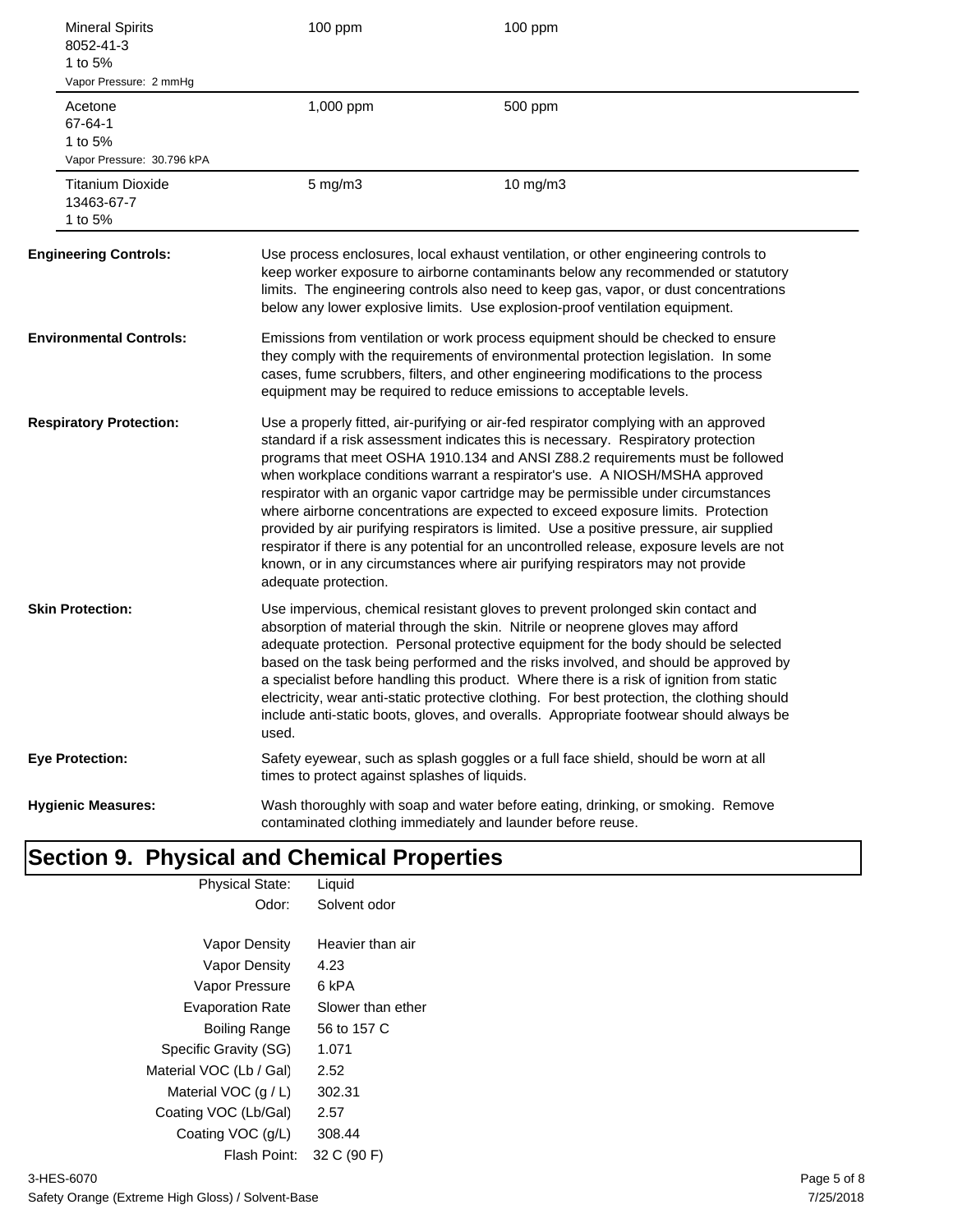| | | |
|---|---|---|
| Mineral Spirits<br>8052-41-3<br>1 to 5%<br>Vapor Pressure: 2 mmHg | 100 ppm | 100 ppm |
| Acetone<br>67-64-1<br>1 to 5%<br>Vapor Pressure: 30.796 kPA | 1,000 ppm | 500 ppm |
| Titanium Dioxide<br>13463-67-7<br>1 to 5% | 5 mg/m3 | 10 mg/m3 |

**Engineering Controls:** Use process enclosures, local exhaust ventilation, or other engineering controls to keep worker exposure to airborne contaminants below any recommended or statutory limits. The engineering controls also need to keep gas, vapor, or dust concentrations below any lower explosive limits. Use explosion-proof ventilation equipment.

**Environmental Controls:** Emissions from ventilation or work process equipment should be checked to ensure they comply with the requirements of environmental protection legislation. In some cases, fume scrubbers, filters, and other engineering modifications to the process equipment may be required to reduce emissions to acceptable levels.

**Respiratory Protection:** Use a properly fitted, air-purifying or air-fed respirator complying with an approved standard if a risk assessment indicates this is necessary. Respiratory protection programs that meet OSHA 1910.134 and ANSI Z88.2 requirements must be followed when workplace conditions warrant a respirator's use. A NIOSH/MSHA approved respirator with an organic vapor cartridge may be permissible under circumstances where airborne concentrations are expected to exceed exposure limits. Protection provided by air purifying respirators is limited. Use a positive pressure, air supplied respirator if there is any potential for an uncontrolled release, exposure levels are not known, or in any circumstances where air purifying respirators may not provide adequate protection.

**Skin Protection:** Use impervious, chemical resistant gloves to prevent prolonged skin contact and absorption of material through the skin. Nitrile or neoprene gloves may afford adequate protection. Personal protective equipment for the body should be selected based on the task being performed and the risks involved, and should be approved by a specialist before handling this product. Where there is a risk of ignition from static electricity, wear anti-static protective clothing. For best protection, the clothing should include anti-static boots, gloves, and overalls. Appropriate footwear should always be used.

**Eye Protection:** Safety eyewear, such as splash goggles or a full face shield, should be worn at all times to protect against splashes of liquids.

**Hygienic Measures:** Wash thoroughly with soap and water before eating, drinking, or smoking. Remove contaminated clothing immediately and launder before reuse.

# Section 9. Physical and Chemical Properties

| | |
|---|---|
| Physical State: | Liquid |
| Odor: | Solvent odor |
| Vapor Density | Heavier than air |
| Vapor Density | 4.23 |
| Vapor Pressure | 6 kPA |
| Evaporation Rate | Slower than ether |
| Boiling Range | 56 to 157 C |
| Specific Gravity (SG) | 1.071 |
| Material VOC (Lb / Gal) | 2.52 |
| Material VOC (g / L) | 302.31 |
| Coating VOC (Lb/Gal) | 2.57 |
| Coating VOC (g/L) | 308.44 |
| Flash Point: | 32 C (90 F) |

3-HES-6070
Safety Orange (Extreme High Gloss) / Solvent-Base
7/25/2018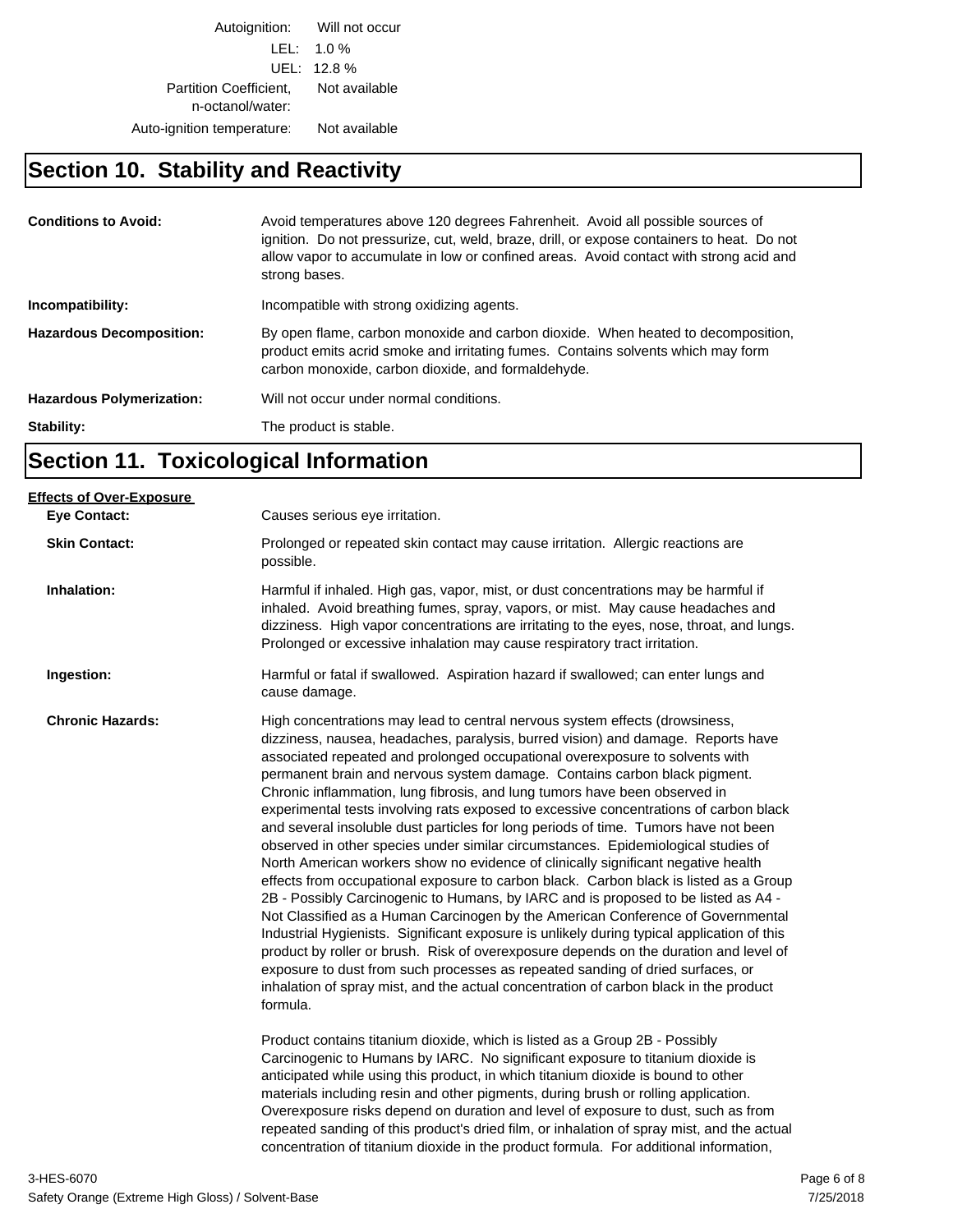| | |
|---|---|
| Autoignition: | Will not occur |
| LEL: | 1.0 % |
| UEL: | 12.8 % |
| Partition Coefficient, n-octanol/water: | Not available |
| Auto-ignition temperature: | Not available |

## Section 10. Stability and Reactivity

**Conditions to Avoid:** Avoid temperatures above 120 degrees Fahrenheit. Avoid all possible sources of ignition. Do not pressurize, cut, weld, braze, drill, or expose containers to heat. Do not allow vapor to accumulate in low or confined areas. Avoid contact with strong acid and strong bases.

**Incompatibility:** Incompatible with strong oxidizing agents.

**Hazardous Decomposition:** By open flame, carbon monoxide and carbon dioxide. When heated to decomposition, product emits acrid smoke and irritating fumes. Contains solvents which may form carbon monoxide, carbon dioxide, and formaldehyde.

**Hazardous Polymerization:** Will not occur under normal conditions.

**Stability:** The product is stable.

## Section 11. Toxicological Information

**Effects of Over-Exposure**

**Eye Contact:** Causes serious eye irritation.

**Skin Contact:** Prolonged or repeated skin contact may cause irritation. Allergic reactions are possible.

**Inhalation:** Harmful if inhaled. High gas, vapor, mist, or dust concentrations may be harmful if inhaled. Avoid breathing fumes, spray, vapors, or mist. May cause headaches and dizziness. High vapor concentrations are irritating to the eyes, nose, throat, and lungs. Prolonged or excessive inhalation may cause respiratory tract irritation.

**Ingestion:** Harmful or fatal if swallowed. Aspiration hazard if swallowed; can enter lungs and cause damage.

**Chronic Hazards:** High concentrations may lead to central nervous system effects (drowsiness, dizziness, nausea, headaches, paralysis, burred vision) and damage. Reports have associated repeated and prolonged occupational overexposure to solvents with permanent brain and nervous system damage. Contains carbon black pigment. Chronic inflammation, lung fibrosis, and lung tumors have been observed in experimental tests involving rats exposed to excessive concentrations of carbon black and several insoluble dust particles for long periods of time. Tumors have not been observed in other species under similar circumstances. Epidemiological studies of North American workers show no evidence of clinically significant negative health effects from occupational exposure to carbon black. Carbon black is listed as a Group 2B - Possibly Carcinogenic to Humans, by IARC and is proposed to be listed as A4 - Not Classified as a Human Carcinogen by the American Conference of Governmental Industrial Hygienists. Significant exposure is unlikely during typical application of this product by roller or brush. Risk of overexposure depends on the duration and level of exposure to dust from such processes as repeated sanding of dried surfaces, or inhalation of spray mist, and the actual concentration of carbon black in the product formula.

Product contains titanium dioxide, which is listed as a Group 2B - Possibly Carcinogenic to Humans by IARC. No significant exposure to titanium dioxide is anticipated while using this product, in which titanium dioxide is bound to other materials including resin and other pigments, during brush or rolling application. Overexposure risks depend on duration and level of exposure to dust, such as from repeated sanding of this product's dried film, or inhalation of spray mist, and the actual concentration of titanium dioxide in the product formula. For additional information,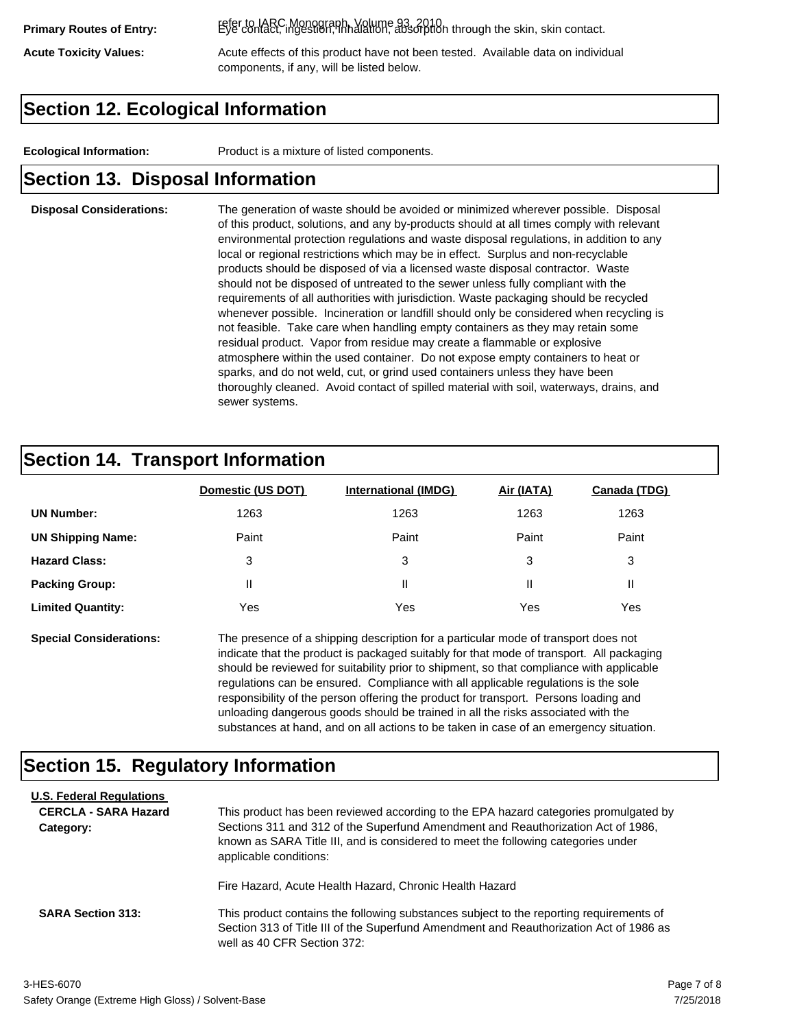refer to IARC Monograph, Volume 93, 2010

**Primary Routes of Entry:** Eye contact, ingestion, inhalation, absorption through the skin, skin contact.

**Acute Toxicity Values:** Acute effects of this product have not been tested. Available data on individual components, if any, will be listed below.

## Section 12. Ecological Information

**Ecological Information:** Product is a mixture of listed components.

## Section 13. Disposal Information

**Disposal Considerations:** The generation of waste should be avoided or minimized wherever possible. Disposal of this product, solutions, and any by-products should at all times comply with relevant environmental protection regulations and waste disposal regulations, in addition to any local or regional restrictions which may be in effect. Surplus and non-recyclable products should be disposed of via a licensed waste disposal contractor. Waste should not be disposed of untreated to the sewer unless fully compliant with the requirements of all authorities with jurisdiction. Waste packaging should be recycled whenever possible. Incineration or landfill should only be considered when recycling is not feasible. Take care when handling empty containers as they may retain some residual product. Vapor from residue may create a flammable or explosive atmosphere within the used container. Do not expose empty containers to heat or sparks, and do not weld, cut, or grind used containers unless they have been thoroughly cleaned. Avoid contact of spilled material with soil, waterways, drains, and sewer systems.

## Section 14. Transport Information

| | Domestic (US DOT) | International (IMDG) | Air (IATA) | Canada (TDG) |
|---|---|---|---|---|
| **UN Number:** | 1263 | 1263 | 1263 | 1263 |
| **UN Shipping Name:** | Paint | Paint | Paint | Paint |
| **Hazard Class:** | 3 | 3 | 3 | 3 |
| **Packing Group:** | II | II | II | II |
| **Limited Quantity:** | Yes | Yes | Yes | Yes |

**Special Considerations:** The presence of a shipping description for a particular mode of transport does not indicate that the product is packaged suitably for that mode of transport. All packaging should be reviewed for suitability prior to shipment, so that compliance with applicable regulations can be ensured. Compliance with all applicable regulations is the sole responsibility of the person offering the product for transport. Persons loading and unloading dangerous goods should be trained in all the risks associated with the substances at hand, and on all actions to be taken in case of an emergency situation.

## Section 15. Regulatory Information

**U.S. Federal Regulations**

**CERCLA - SARA Hazard Category:** This product has been reviewed according to the EPA hazard categories promulgated by Sections 311 and 312 of the Superfund Amendment and Reauthorization Act of 1986, known as SARA Title III, and is considered to meet the following categories under applicable conditions:

Fire Hazard, Acute Health Hazard, Chronic Health Hazard

**SARA Section 313:** This product contains the following substances subject to the reporting requirements of Section 313 of Title III of the Superfund Amendment and Reauthorization Act of 1986 as well as 40 CFR Section 372: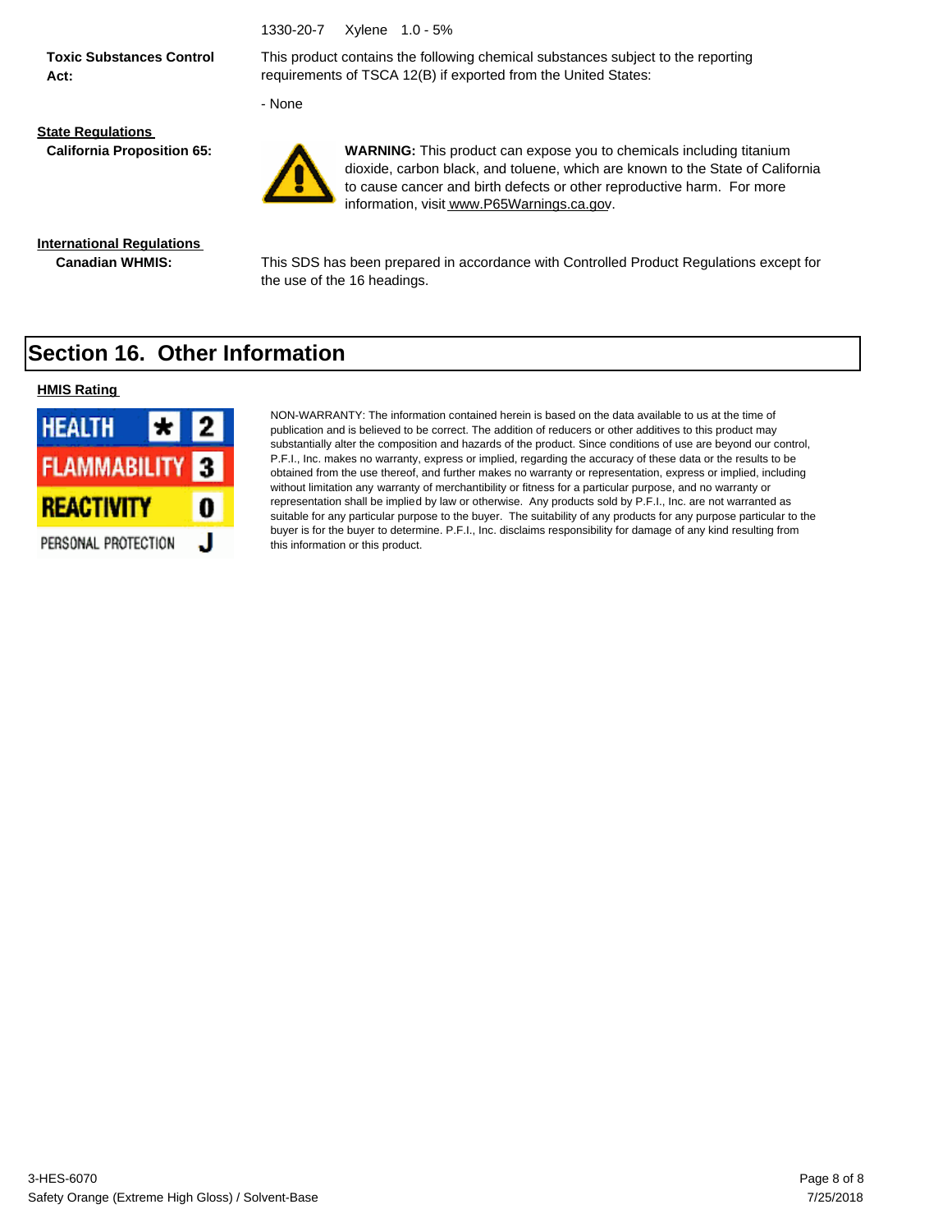1330-20-7 Xylene 1.0 - 5%

**Toxic Substances Control Act:**

This product contains the following chemical substances subject to the reporting requirements of TSCA 12(B) if exported from the United States:

- None

**State Regulations**

**California Proposition 65:**

**WARNING:** This product can expose you to chemicals including titanium dioxide, carbon black, and toluene, which are known to the State of California to cause cancer and birth defects or other reproductive harm. For more information, visit www.P65Warnings.ca.gov.

**International Regulations**

**Canadian WHMIS:**

This SDS has been prepared in accordance with Controlled Product Regulations except for the use of the 16 headings.

## Section 16. Other Information

**HMIS Rating**

| | | |
|---|---|---|
| HEALTH | * | 2 |
| FLAMMABILITY | | 3 |
| REACTIVITY | | 0 |
| PERSONAL PROTECTION | | J |

NON-WARRANTY: The information contained herein is based on the data available to us at the time of publication and is believed to be correct. The addition of reducers or other additives to this product may substantially alter the composition and hazards of the product. Since conditions of use are beyond our control, P.F.I., Inc. makes no warranty, express or implied, regarding the accuracy of these data or the results to be obtained from the use thereof, and further makes no warranty or representation, express or implied, including without limitation any warranty of merchantibility or fitness for a particular purpose, and no warranty or representation shall be implied by law or otherwise. Any products sold by P.F.I., Inc. are not warranted as suitable for any particular purpose to the buyer. The suitability of any products for any purpose particular to the buyer is for the buyer to determine. P.F.I., Inc. disclaims responsibility for damage of any kind resulting from this information or this product.

3-HES-6070
Safety Orange (Extreme High Gloss) / Solvent-Base

7/25/2018